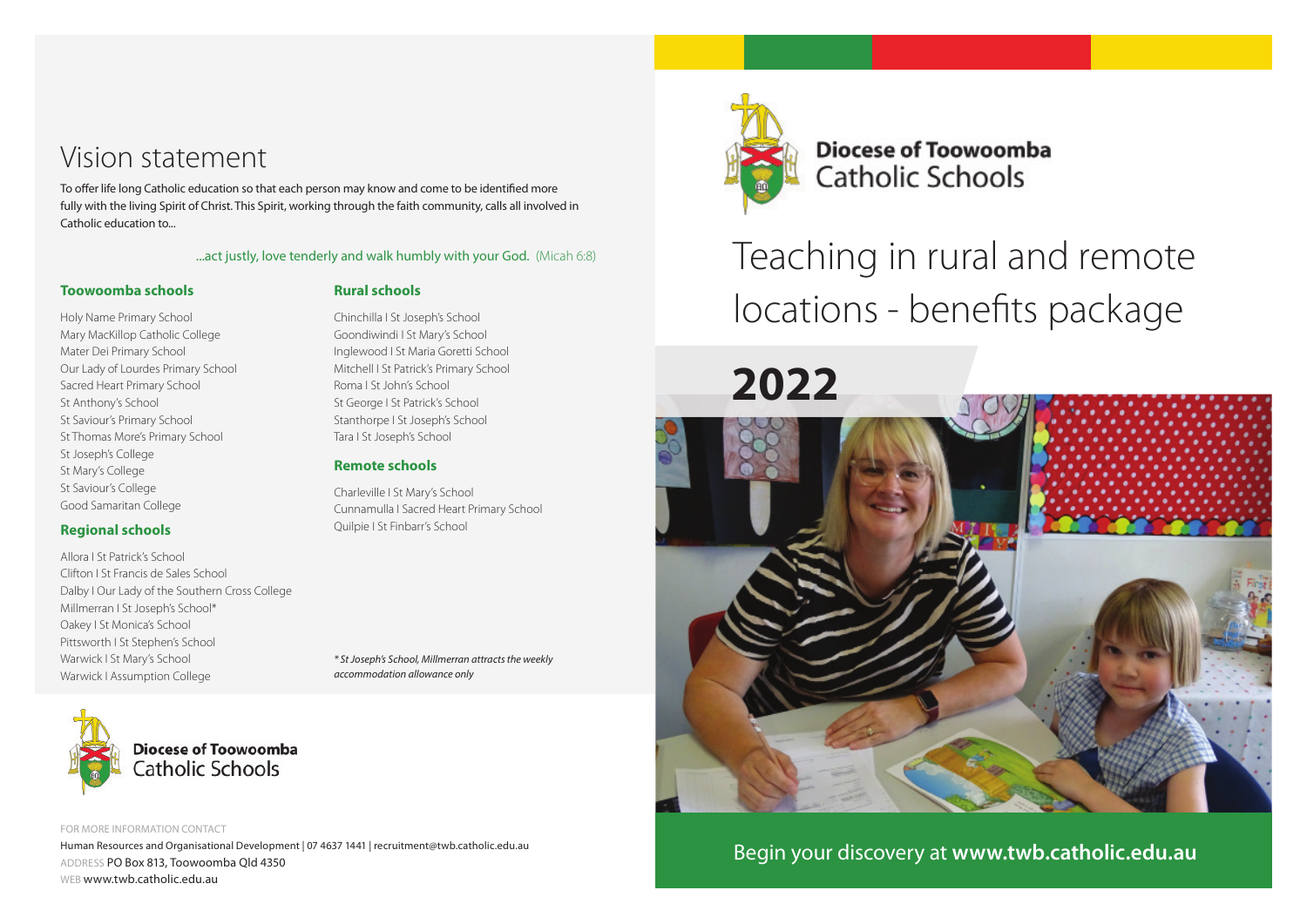# Vision statement

To offer life long Catholic education so that each person may know and come to be identified more fully with the living Spirit of Christ. This Spirit, working through the faith community, calls all involved in Catholic education to...

...act justly, love tenderly and walk humbly with your God. (Micah 6:8)

### Toowoomba schools

Holy Name Primary School
Mary MacKillop Catholic College
Mater Dei Primary School
Our Lady of Lourdes Primary School
Sacred Heart Primary School
St Anthony's School
St Saviour's Primary School
St Thomas More's Primary School
St Joseph's College
St Mary's College
St Saviour's College
Good Samaritan College

### Regional schools

Allora I St Patrick's School
Clifton I St Francis de Sales School
Dalby I Our Lady of the Southern Cross College
Millmerran I St Joseph's School*
Oakey I St Monica's School
Pittsworth I St Stephen's School
Warwick I St Mary's School
Warwick I Assumption College

### Rural schools

Chinchilla I St Joseph's School
Goondiwindi I St Mary's School
Inglewood I St Maria Goretti School
Mitchell I St Patrick's Primary School
Roma I St John's School
St George I St Patrick's School
Stanthorpe I St Joseph's School
Tara I St Joseph's School

### Remote schools

Charleville I St Mary's School
Cunnamulla I Sacred Heart Primary School
Quilpie I St Finbarr's School

*\* St Joseph's School, Millmerran attracts the weekly accommodation allowance only*

**Diocese of Toowoomba**
Catholic Schools

FOR MORE INFORMATION CONTACT
Human Resources and Organisational Development | 07 4637 1441 | recruitment@twb.catholic.edu.au
ADDRESS PO Box 813, Toowoomba Qld 4350
WEB www.twb.catholic.edu.au

**Diocese of Toowoomba**
Catholic Schools

# Teaching in rural and remote locations - benefits package

## 2022

Begin your discovery at **www.twb.catholic.edu.au**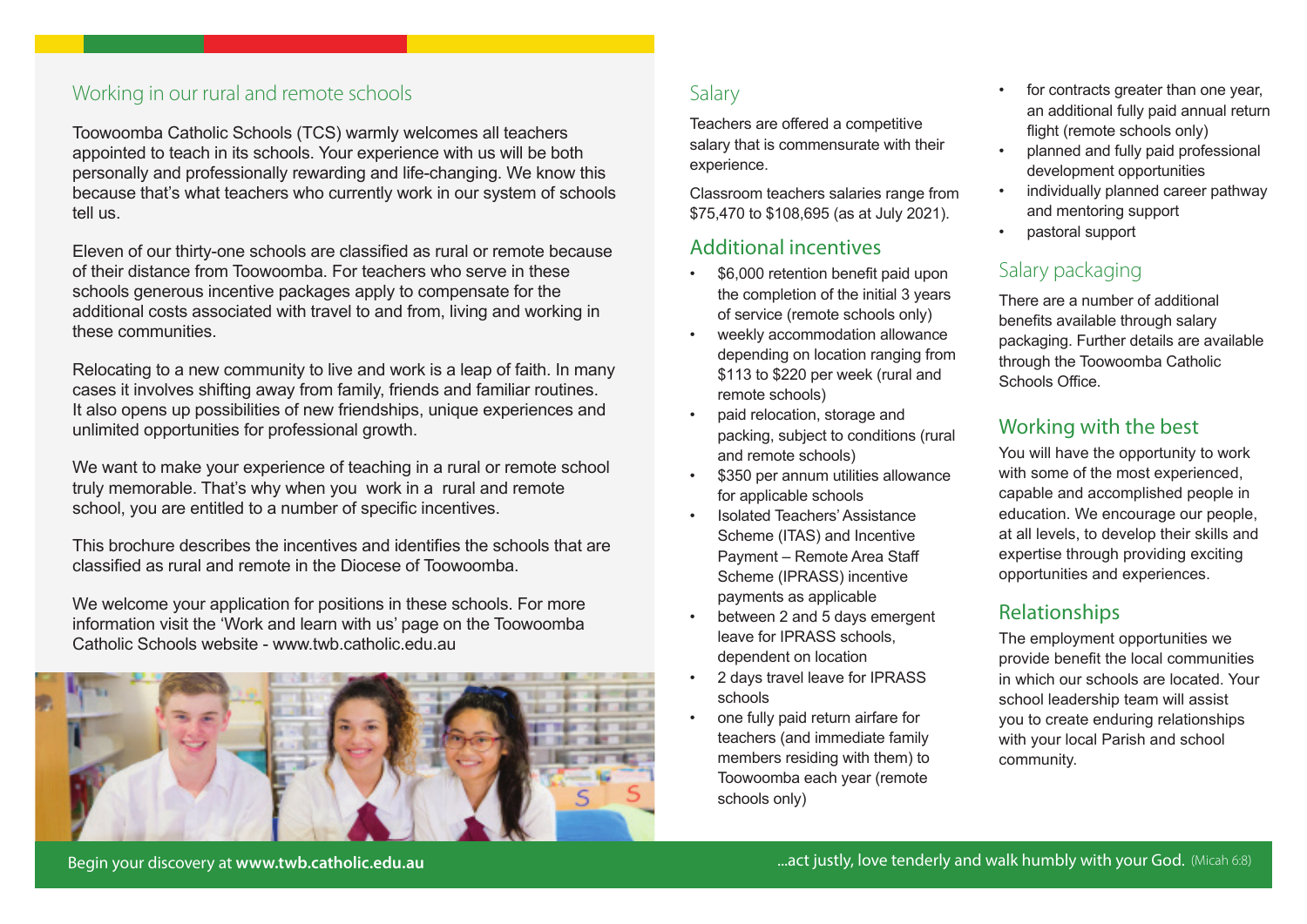## Working in our rural and remote schools

Toowoomba Catholic Schools (TCS) warmly welcomes all teachers appointed to teach in its schools. Your experience with us will be both personally and professionally rewarding and life-changing. We know this because that's what teachers who currently work in our system of schools tell us.

Eleven of our thirty-one schools are classified as rural or remote because of their distance from Toowoomba. For teachers who serve in these schools generous incentive packages apply to compensate for the additional costs associated with travel to and from, living and working in these communities.

Relocating to a new community to live and work is a leap of faith. In many cases it involves shifting away from family, friends and familiar routines. It also opens up possibilities of new friendships, unique experiences and unlimited opportunities for professional growth.

We want to make your experience of teaching in a rural or remote school truly memorable. That's why when you work in a rural and remote school, you are entitled to a number of specific incentives.

This brochure describes the incentives and identifies the schools that are classified as rural and remote in the Diocese of Toowoomba.

We welcome your application for positions in these schools. For more information visit the 'Work and learn with us' page on the Toowoomba Catholic Schools website - www.twb.catholic.edu.au

## Salary

Teachers are offered a competitive salary that is commensurate with their experience.

Classroom teachers salaries range from $75,470 to $108,695 (as at July 2021).

## Additional incentives

- $6,000 retention benefit paid upon the completion of the initial 3 years of service (remote schools only)
- weekly accommodation allowance depending on location ranging from $113 to $220 per week (rural and remote schools)
- paid relocation, storage and packing, subject to conditions (rural and remote schools)
- $350 per annum utilities allowance for applicable schools
- Isolated Teachers' Assistance Scheme (ITAS) and Incentive Payment – Remote Area Staff Scheme (IPRASS) incentive payments as applicable
- between 2 and 5 days emergent leave for IPRASS schools, dependent on location
- 2 days travel leave for IPRASS schools
- one fully paid return airfare for teachers (and immediate family members residing with them) to Toowoomba each year (remote schools only)
- for contracts greater than one year, an additional fully paid annual return flight (remote schools only)
- planned and fully paid professional development opportunities
- individually planned career pathway and mentoring support
- pastoral support

## Salary packaging

There are a number of additional benefits available through salary packaging. Further details are available through the Toowoomba Catholic Schools Office.

## Working with the best

You will have the opportunity to work with some of the most experienced, capable and accomplished people in education. We encourage our people, at all levels, to develop their skills and expertise through providing exciting opportunities and experiences.

## Relationships

The employment opportunities we provide benefit the local communities in which our schools are located. Your school leadership team will assist you to create enduring relationships with your local Parish and school community.

Begin your discovery at **www.twb.catholic.edu.au**

...act justly, love tenderly and walk humbly with your God. (Micah 6:8)